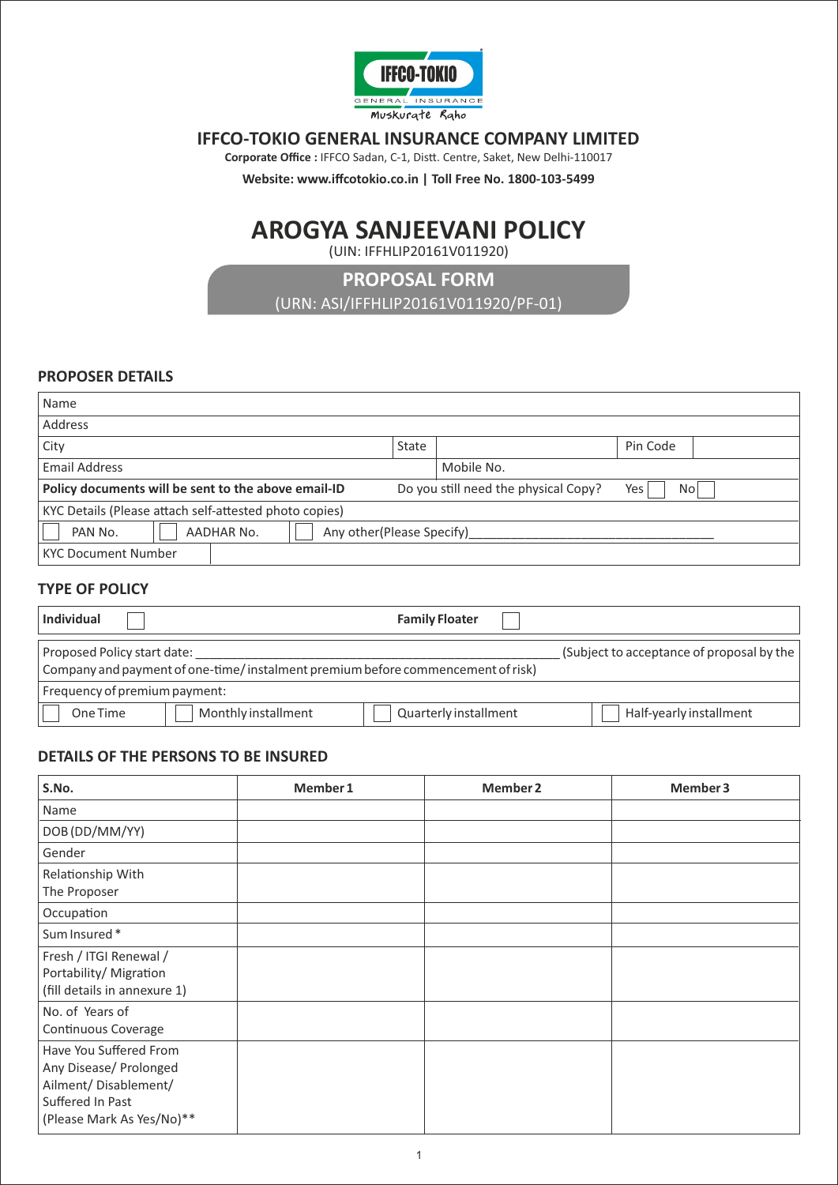IFFCO-TOKIO

GENERAL INSURANCE

Muskurate Raho

# IFFCO-TOKIO GENERAL INSURANCE COMPANY LIMITED

**Corporate Office :** IFFCO Sadan, C-1, Distt. Centre, Saket, New Delhi-110017

**Website: www.iffcotokio.co.in | Toll Free No. 1800-103-5499**

# AROGYA SANJEEVANI POLICY

(UIN: IFFHLIP20161V011920)

## PROPOSAL FORM

(URN: ASI/IFFHLIP20161V011920/PF-01)

### PROPOSER DETAILS

| Name | | | |
|---|---|---|---|
| Address | | | |
| City | State | | Pin Code |
| Email Address | | Mobile No. | |
| **Policy documents will be sent to the above email-ID** | | Do you still need the physical Copy? | Yes ☐ No ☐ |
| KYC Details (Please attach self-attested photo copies) | | | |
| ☐ PAN No. | ☐ AADHAR No. | ☐ Any other(Please Specify)______________________________ | |
| KYC Document Number | | | |

### TYPE OF POLICY

| **Individual** ☐ | | **Family Floater** ☐ | |
|---|---|---|---|
| Proposed Policy start date: ______________________________ (Subject to acceptance of proposal by the Company and payment of one-time/ instalment premium before commencement of risk) | | | |
| Frequency of premium payment: | | | |
| ☐ One Time | ☐ Monthly installment | ☐ Quarterly installment | ☐ Half-yearly installment |

### DETAILS OF THE PERSONS TO BE INSURED

| S.No. | Member 1 | Member 2 | Member 3 |
|---|---|---|---|
| Name | | | |
| DOB (DD/MM/YY) | | | |
| Gender | | | |
| Relationship With The Proposer | | | |
| Occupation | | | |
| Sum Insured * | | | |
| Fresh / ITGI Renewal / Portability/ Migration (fill details in annexure 1) | | | |
| No. of Years of Continuous Coverage | | | |
| Have You Suffered From Any Disease/ Prolonged Ailment/ Disablement/ Suffered In Past (Please Mark As Yes/No)** | | | |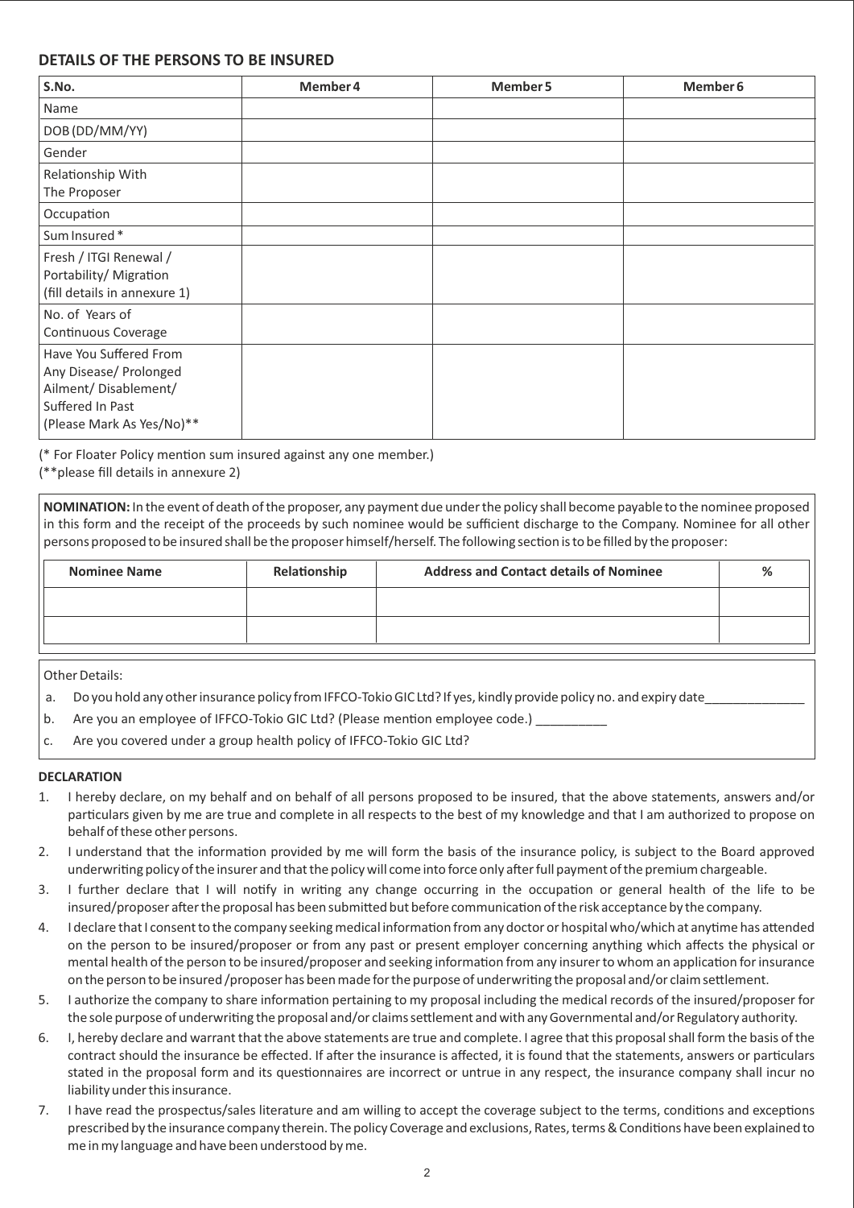## DETAILS OF THE PERSONS TO BE INSURED

| S.No. | Member 4 | Member 5 | Member 6 |
|---|---|---|---|
| Name | | | |
| DOB (DD/MM/YY) | | | |
| Gender | | | |
| Relationship With The Proposer | | | |
| Occupation | | | |
| Sum Insured * | | | |
| Fresh / ITGI Renewal / Portability/ Migration (fill details in annexure 1) | | | |
| No. of Years of Continuous Coverage | | | |
| Have You Suffered From Any Disease/ Prolonged Ailment/ Disablement/ Suffered In Past (Please Mark As Yes/No)** | | | |

(* For Floater Policy mention sum insured against any one member.)
(**please fill details in annexure 2)

**NOMINATION:** In the event of death of the proposer, any payment due under the policy shall become payable to the nominee proposed in this form and the receipt of the proceeds by such nominee would be sufficient discharge to the Company. Nominee for all other persons proposed to be insured shall be the proposer himself/herself. The following section is to be filled by the proposer:

| Nominee Name | Relationship | Address and Contact details of Nominee | % |
|---|---|---|---|
| | | | |
| | | | |

Other Details:

a. Do you hold any other insurance policy from IFFCO-Tokio GIC Ltd? If yes, kindly provide policy no. and expiry date______________

b. Are you an employee of IFFCO-Tokio GIC Ltd? (Please mention employee code.) __________

c. Are you covered under a group health policy of IFFCO-Tokio GIC Ltd?

**DECLARATION**

1. I hereby declare, on my behalf and on behalf of all persons proposed to be insured, that the above statements, answers and/or particulars given by me are true and complete in all respects to the best of my knowledge and that I am authorized to propose on behalf of these other persons.
2. I understand that the information provided by me will form the basis of the insurance policy, is subject to the Board approved underwriting policy of the insurer and that the policy will come into force only after full payment of the premium chargeable.
3. I further declare that I will notify in writing any change occurring in the occupation or general health of the life to be insured/proposer after the proposal has been submitted but before communication of the risk acceptance by the company.
4. I declare that I consent to the company seeking medical information from any doctor or hospital who/which at anytime has attended on the person to be insured/proposer or from any past or present employer concerning anything which affects the physical or mental health of the person to be insured/proposer and seeking information from any insurer to whom an application for insurance on the person to be insured /proposer has been made for the purpose of underwriting the proposal and/or claim settlement.
5. I authorize the company to share information pertaining to my proposal including the medical records of the insured/proposer for the sole purpose of underwriting the proposal and/or claims settlement and with any Governmental and/or Regulatory authority.
6. I, hereby declare and warrant that the above statements are true and complete. I agree that this proposal shall form the basis of the contract should the insurance be effected. If after the insurance is affected, it is found that the statements, answers or particulars stated in the proposal form and its questionnaires are incorrect or untrue in any respect, the insurance company shall incur no liability under this insurance.
7. I have read the prospectus/sales literature and am willing to accept the coverage subject to the terms, conditions and exceptions prescribed by the insurance company therein. The policy Coverage and exclusions, Rates, terms & Conditions have been explained to me in my language and have been understood by me.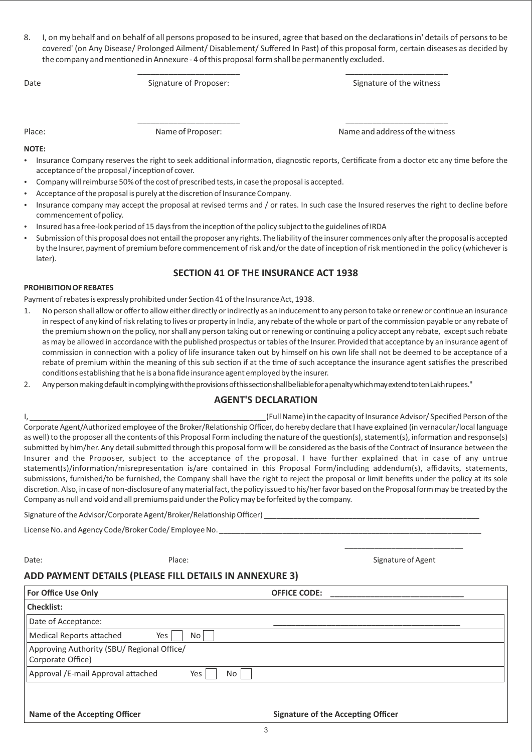8. I, on my behalf and on behalf of all persons proposed to be insured, agree that based on the declarations in' details of persons to be covered' (on Any Disease/ Prolonged Ailment/ Disablement/ Suffered In Past) of this proposal form, certain diseases as decided by the company and mentioned in Annexure - 4 of this proposal form shall be permanently excluded.

Date ______________________ Signature of Proposer: ______________________ Signature of the witness

Place: ______________________ Name of Proposer: ______________________ Name and address of the witness

**NOTE:**

- Insurance Company reserves the right to seek additional information, diagnostic reports, Certificate from a doctor etc any time before the acceptance of the proposal / inception of cover.
- Company will reimburse 50% of the cost of prescribed tests, in case the proposal is accepted.
- Acceptance of the proposal is purely at the discretion of Insurance Company.
- Insurance company may accept the proposal at revised terms and / or rates. In such case the Insured reserves the right to decline before commencement of policy.
- Insured has a free-look period of 15 days from the inception of the policy subject to the guidelines of IRDA
- Submission of this proposal does not entail the proposer any rights. The liability of the insurer commences only after the proposal is accepted by the Insurer, payment of premium before commencement of risk and/or the date of inception of risk mentioned in the policy (whichever is later).

## SECTION 41 OF THE INSURANCE ACT 1938

**PROHIBITION OF REBATES**

Payment of rebates is expressly prohibited under Section 41 of the Insurance Act, 1938.

1. No person shall allow or offer to allow either directly or indirectly as an inducement to any person to take or renew or continue an insurance in respect of any kind of risk relating to lives or property in India, any rebate of the whole or part of the commission payable or any rebate of the premium shown on the policy, nor shall any person taking out or renewing or continuing a policy accept any rebate, except such rebate as may be allowed in accordance with the published prospectus or tables of the Insurer. Provided that acceptance by an insurance agent of commission in connection with a policy of life insurance taken out by himself on his own life shall not be deemed to be acceptance of a rebate of premium within the meaning of this sub section if at the time of such acceptance the insurance agent satisfies the prescribed conditions establishing that he is a bona fide insurance agent employed by the insurer.
2. Any person making default in complying with the provisions of this section shall be liable for a penalty which may extend to ten Lakh rupees."

## AGENT'S DECLARATION

I, ________________________________________________(Full Name) in the capacity of Insurance Advisor/ Specified Person of the Corporate Agent/Authorized employee of the Broker/Relationship Officer, do hereby declare that I have explained (in vernacular/local language as well) to the proposer all the contents of this Proposal Form including the nature of the question(s), statement(s), information and response(s) submitted by him/her. Any detail submitted through this proposal form will be considered as the basis of the Contract of Insurance between the Insurer and the Proposer, subject to the acceptance of the proposal. I have further explained that in case of any untrue statement(s)/information/misrepresentation is/are contained in this Proposal Form/including addendum(s), affidavits, statements, submissions, furnished/to be furnished, the Company shall have the right to reject the proposal or limit benefits under the policy at its sole discretion. Also, in case of non-disclosure of any material fact, the policy issued to his/her favor based on the Proposal form may be treated by the Company as null and void and all premiums paid under the Policy may be forfeited by the company.

Signature of the Advisor/Corporate Agent/Broker/Relationship Officer) ____________________________________________

License No. and Agency Code/Broker Code/ Employee No. ____________________________________________

Date: Place: ______________________ Signature of Agent

## ADD PAYMENT DETAILS (PLEASE FILL DETAILS IN ANNEXURE 3)

| **For Office Use Only** | **OFFICE CODE:** ______________________ |
|---|---|
| **Checklist:** | |
| Date of Acceptance: | ______________________ |
| Medical Reports attached Yes ☐ No ☐ | |
| Approving Authority (SBU/ Regional Office/ Corporate Office) | |
| Approval /E-mail Approval attached Yes ☐ No ☐ | |
| **Name of the Accepting Officer** | **Signature of the Accepting Officer** |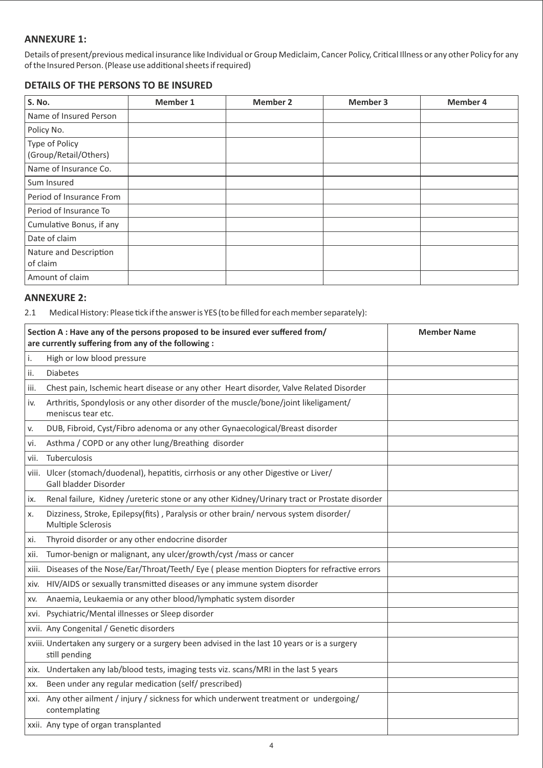## ANNEXURE 1:

Details of present/previous medical insurance like Individual or Group Mediclaim, Cancer Policy, Critical Illness or any other Policy for any of the Insured Person. (Please use additional sheets if required)

## DETAILS OF THE PERSONS TO BE INSURED

| S. No. | Member 1 | Member 2 | Member 3 | Member 4 |
|---|---|---|---|---|
| Name of Insured Person | | | | |
| Policy No. | | | | |
| Type of Policy (Group/Retail/Others) | | | | |
| Name of Insurance Co. | | | | |
| Sum Insured | | | | |
| Period of Insurance From | | | | |
| Period of Insurance To | | | | |
| Cumulative Bonus, if any | | | | |
| Date of claim | | | | |
| Nature and Description of claim | | | | |
| Amount of claim | | | | |

## ANNEXURE 2:

2.1 Medical History: Please tick if the answer is YES (to be filled for each member separately):

| **Section A : Have any of the persons proposed to be insured ever suffered from/ are currently suffering from any of the following :** | **Member Name** |
|---|---|
| i. High or low blood pressure | |
| ii. Diabetes | |
| iii. Chest pain, Ischemic heart disease or any other Heart disorder, Valve Related Disorder | |
| iv. Arthritis, Spondylosis or any other disorder of the muscle/bone/joint likeligament/ meniscus tear etc. | |
| v. DUB, Fibroid, Cyst/Fibro adenoma or any other Gynaecological/Breast disorder | |
| vi. Asthma / COPD or any other lung/Breathing disorder | |
| vii. Tuberculosis | |
| viii. Ulcer (stomach/duodenal), hepatitis, cirrhosis or any other Digestive or Liver/ Gall bladder Disorder | |
| ix. Renal failure, Kidney /ureteric stone or any other Kidney/Urinary tract or Prostate disorder | |
| x. Dizziness, Stroke, Epilepsy(fits) , Paralysis or other brain/ nervous system disorder/ Multiple Sclerosis | |
| xi. Thyroid disorder or any other endocrine disorder | |
| xii. Tumor-benign or malignant, any ulcer/growth/cyst /mass or cancer | |
| xiii. Diseases of the Nose/Ear/Throat/Teeth/ Eye ( please mention Diopters for refractive errors | |
| xiv. HIV/AIDS or sexually transmitted diseases or any immune system disorder | |
| xv. Anaemia, Leukaemia or any other blood/lymphatic system disorder | |
| xvi. Psychiatric/Mental illnesses or Sleep disorder | |
| xvii. Any Congenital / Genetic disorders | |
| xviii. Undertaken any surgery or a surgery been advised in the last 10 years or is a surgery still pending | |
| xix. Undertaken any lab/blood tests, imaging tests viz. scans/MRI in the last 5 years | |
| xx. Been under any regular medication (self/ prescribed) | |
| xxi. Any other ailment / injury / sickness for which underwent treatment or undergoing/ contemplating | |
| xxii. Any type of organ transplanted | |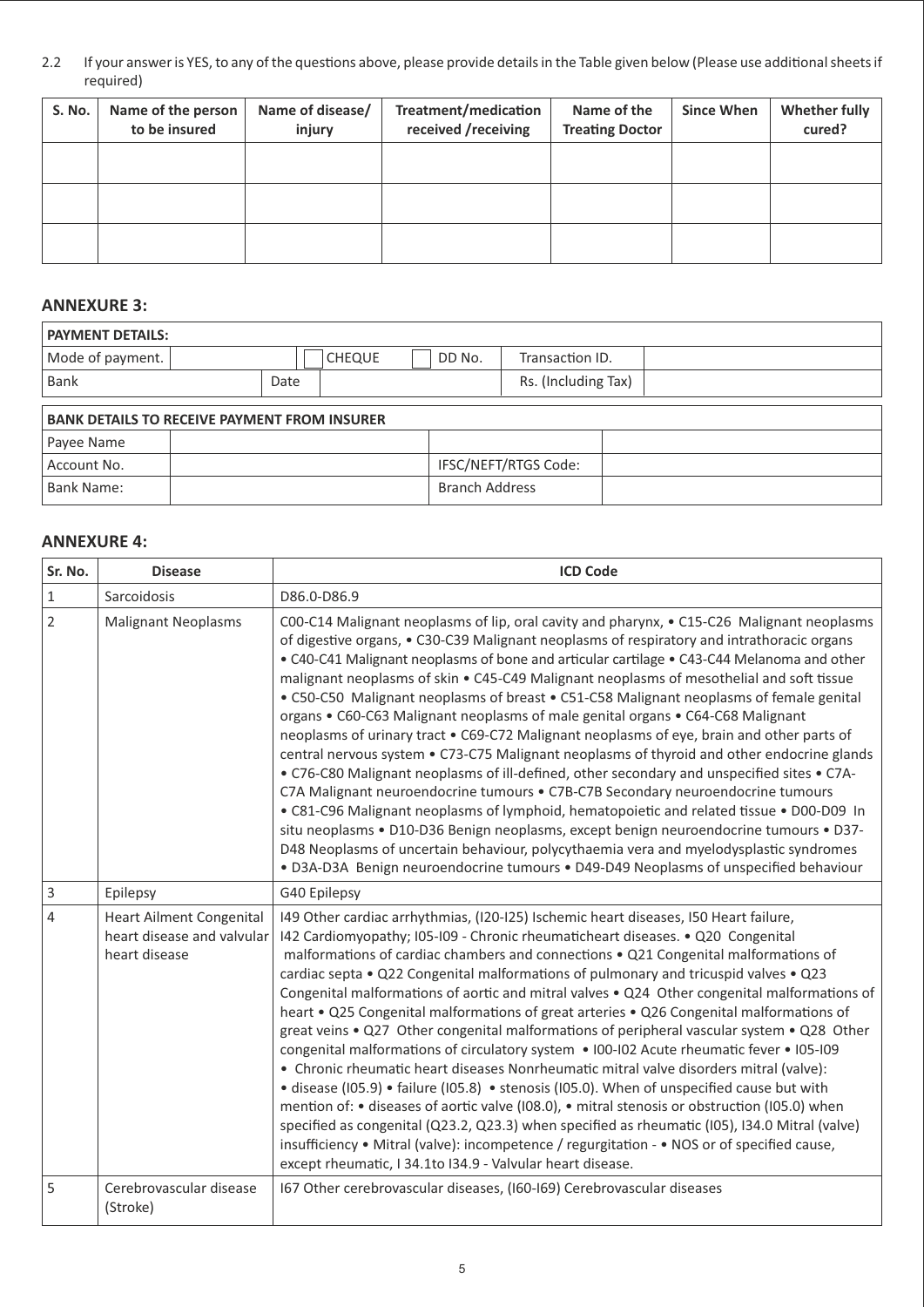2.2 If your answer is YES, to any of the questions above, please provide details in the Table given below (Please use additional sheets if required)

| S. No. | Name of the person to be insured | Name of disease/ injury | Treatment/medication received /receiving | Name of the Treating Doctor | Since When | Whether fully cured? |
|---|---|---|---|---|---|---|
| | | | | | | |
| | | | | | | |
| | | | | | | |

## ANNEXURE 3:

| PAYMENT DETAILS: | | | | | | |
|---|---|---|---|---|---|---|
| Mode of payment. | | | CHEQUE | DD No. | Transaction ID. | |
| Bank | | Date | | | Rs. (Including Tax) | |

| BANK DETAILS TO RECEIVE PAYMENT FROM INSURER | | | |
|---|---|---|---|
| Payee Name | | | |
| Account No. | | IFSC/NEFT/RTGS Code: | |
| Bank Name: | | Branch Address | |

## ANNEXURE 4:

| Sr. No. | Disease | ICD Code |
|---|---|---|
| 1 | Sarcoidosis | D86.0-D86.9 |
| 2 | Malignant Neoplasms | C00-C14 Malignant neoplasms of lip, oral cavity and pharynx, • C15-C26 Malignant neoplasms of digestive organs, • C30-C39 Malignant neoplasms of respiratory and intrathoracic organs • C40-C41 Malignant neoplasms of bone and articular cartilage • C43-C44 Melanoma and other malignant neoplasms of skin • C45-C49 Malignant neoplasms of mesothelial and soft tissue • C50-C50 Malignant neoplasms of breast • C51-C58 Malignant neoplasms of female genital organs • C60-C63 Malignant neoplasms of male genital organs • C64-C68 Malignant neoplasms of urinary tract • C69-C72 Malignant neoplasms of eye, brain and other parts of central nervous system • C73-C75 Malignant neoplasms of thyroid and other endocrine glands • C76-C80 Malignant neoplasms of ill-defined, other secondary and unspecified sites • C7A-C7A Malignant neuroendocrine tumours • C7B-C7B Secondary neuroendocrine tumours • C81-C96 Malignant neoplasms of lymphoid, hematopoietic and related tissue • D00-D09 In situ neoplasms • D10-D36 Benign neoplasms, except benign neuroendocrine tumours • D37-D48 Neoplasms of uncertain behaviour, polycythaemia vera and myelodysplastic syndromes • D3A-D3A Benign neuroendocrine tumours • D49-D49 Neoplasms of unspecified behaviour |
| 3 | Epilepsy | G40 Epilepsy |
| 4 | Heart Ailment Congenital heart disease and valvular heart disease | I49 Other cardiac arrhythmias, (I20-I25) Ischemic heart diseases, I50 Heart failure, I42 Cardiomyopathy; I05-I09 - Chronic rheumaticheart diseases. • Q20 Congenital malformations of cardiac chambers and connections • Q21 Congenital malformations of cardiac septa • Q22 Congenital malformations of pulmonary and tricuspid valves • Q23 Congenital malformations of aortic and mitral valves • Q24 Other congenital malformations of heart • Q25 Congenital malformations of great arteries • Q26 Congenital malformations of great veins • Q27 Other congenital malformations of peripheral vascular system • Q28 Other congenital malformations of circulatory system • I00-I02 Acute rheumatic fever • I05-I09 • Chronic rheumatic heart diseases Nonrheumatic mitral valve disorders mitral (valve): • disease (I05.9) • failure (I05.8) • stenosis (I05.0). When of unspecified cause but with mention of: • diseases of aortic valve (I08.0), • mitral stenosis or obstruction (I05.0) when specified as congenital (Q23.2, Q23.3) when specified as rheumatic (I05), I34.0 Mitral (valve) insufficiency • Mitral (valve): incompetence / regurgitation - • NOS or of specified cause, except rheumatic, I 34.1to I34.9 - Valvular heart disease. |
| 5 | Cerebrovascular disease (Stroke) | I67 Other cerebrovascular diseases, (I60-I69) Cerebrovascular diseases |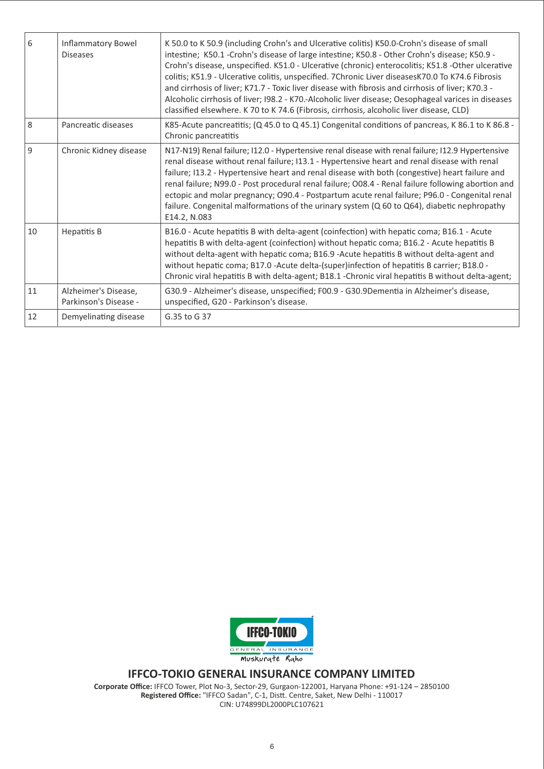| | | |
|---|---|---|
| 6 | Inflammatory Bowel Diseases | K 50.0 to K 50.9 (including Crohn's and Ulcerative colitis) K50.0-Crohn's disease of small intestine; K50.1 -Crohn's disease of large intestine; K50.8 - Other Crohn's disease; K50.9 - Crohn's disease, unspecified. K51.0 - Ulcerative (chronic) enterocolitis; K51.8 -Other ulcerative colitis; K51.9 - Ulcerative colitis, unspecified. 7Chronic Liver diseasesK70.0 To K74.6 Fibrosis and cirrhosis of liver; K71.7 - Toxic liver disease with fibrosis and cirrhosis of liver; K70.3 - Alcoholic cirrhosis of liver; I98.2 - K70.-Alcoholic liver disease; Oesophageal varices in diseases classified elsewhere. K 70 to K 74.6 (Fibrosis, cirrhosis, alcoholic liver disease, CLD) |
| 8 | Pancreatic diseases | K85-Acute pancreatitis; (Q 45.0 to Q 45.1) Congenital conditions of pancreas, K 86.1 to K 86.8 - Chronic pancreatitis |
| 9 | Chronic Kidney disease | N17-N19) Renal failure; I12.0 - Hypertensive renal disease with renal failure; I12.9 Hypertensive renal disease without renal failure; I13.1 - Hypertensive heart and renal disease with renal failure; I13.2 - Hypertensive heart and renal disease with both (congestive) heart failure and renal failure; N99.0 - Post procedural renal failure; O08.4 - Renal failure following abortion and ectopic and molar pregnancy; O90.4 - Postpartum acute renal failure; P96.0 - Congenital renal failure. Congenital malformations of the urinary system (Q 60 to Q64), diabetic nephropathy E14.2, N.083 |
| 10 | Hepatitis B | B16.0 - Acute hepatitis B with delta-agent (coinfection) with hepatic coma; B16.1 - Acute hepatitis B with delta-agent (coinfection) without hepatic coma; B16.2 - Acute hepatitis B without delta-agent with hepatic coma; B16.9 -Acute hepatitis B without delta-agent and without hepatic coma; B17.0 -Acute delta-(super)infection of hepatitis B carrier; B18.0 - Chronic viral hepatitis B with delta-agent; B18.1 -Chronic viral hepatitis B without delta-agent; |
| 11 | Alzheimer's Disease, Parkinson's Disease - | G30.9 - Alzheimer's disease, unspecified; F00.9 - G30.9Dementia in Alzheimer's disease, unspecified, G20 - Parkinson's disease. |
| 12 | Demyelinating disease | G.35 to G 37 |

IFFCO-TOKIO GENERAL INSURANCE

Muskurate Raho

**IFFCO-TOKIO GENERAL INSURANCE COMPANY LIMITED**

**Corporate Office:** IFFCO Tower, Plot No-3, Sector-29, Gurgaon-122001, Haryana Phone: +91-124 – 2850100
**Registered Office:** "IFFCO Sadan", C-1, Distt. Centre, Saket, New Delhi - 110017
CIN: U74899DL2000PLC107621